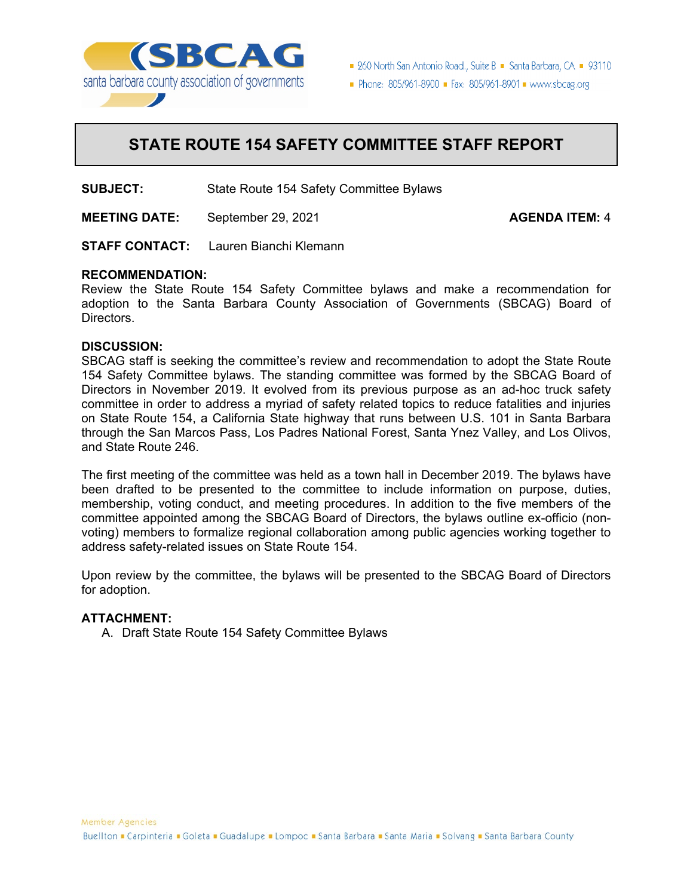SBCAG
santa barbara county association of governments

260 North San Antonio Road., Suite B ▪ Santa Barbara, CA ▪ 93110
Phone: 805/961-8900 ▪ Fax: 805/961-8901 ▪ www.sbcag.org

# STATE ROUTE 154 SAFETY COMMITTEE STAFF REPORT

**SUBJECT:** State Route 154 Safety Committee Bylaws

**MEETING DATE:** September 29, 2021 **AGENDA ITEM:** 4

**STAFF CONTACT:** Lauren Bianchi Klemann

**RECOMMENDATION:**
Review the State Route 154 Safety Committee bylaws and make a recommendation for adoption to the Santa Barbara County Association of Governments (SBCAG) Board of Directors.

**DISCUSSION:**
SBCAG staff is seeking the committee's review and recommendation to adopt the State Route 154 Safety Committee bylaws. The standing committee was formed by the SBCAG Board of Directors in November 2019. It evolved from its previous purpose as an ad-hoc truck safety committee in order to address a myriad of safety related topics to reduce fatalities and injuries on State Route 154, a California State highway that runs between U.S. 101 in Santa Barbara through the San Marcos Pass, Los Padres National Forest, Santa Ynez Valley, and Los Olivos, and State Route 246.

The first meeting of the committee was held as a town hall in December 2019. The bylaws have been drafted to be presented to the committee to include information on purpose, duties, membership, voting conduct, and meeting procedures. In addition to the five members of the committee appointed among the SBCAG Board of Directors, the bylaws outline ex-officio (non-voting) members to formalize regional collaboration among public agencies working together to address safety-related issues on State Route 154.

Upon review by the committee, the bylaws will be presented to the SBCAG Board of Directors for adoption.

**ATTACHMENT:**

A. Draft State Route 154 Safety Committee Bylaws

Member Agencies
Buellton ▪ Carpinteria ▪ Goleta ▪ Guadalupe ▪ Lompoc ▪ Santa Barbara ▪ Santa Maria ▪ Solvang ▪ Santa Barbara County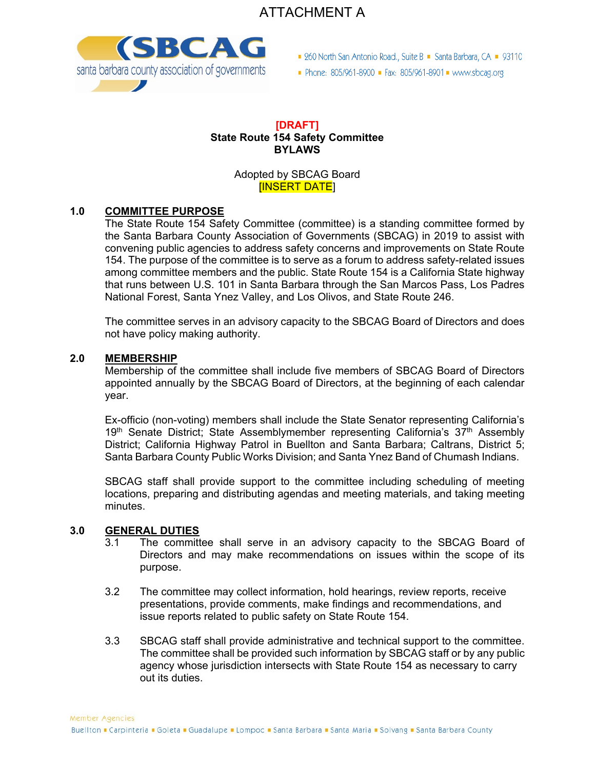ATTACHMENT A

santa barbara county association of governments

260 North San Antonio Road., Suite B ▪ Santa Barbara, CA ▪ 93110
Phone: 805/961-8900 ▪ Fax: 805/961-8901 ▪ www.sbcag.org

**[DRAFT]**
**State Route 154 Safety Committee**
**BYLAWS**

Adopted by SBCAG Board
[INSERT DATE]

## 1.0 COMMITTEE PURPOSE

The State Route 154 Safety Committee (committee) is a standing committee formed by the Santa Barbara County Association of Governments (SBCAG) in 2019 to assist with convening public agencies to address safety concerns and improvements on State Route 154. The purpose of the committee is to serve as a forum to address safety-related issues among committee members and the public. State Route 154 is a California State highway that runs between U.S. 101 in Santa Barbara through the San Marcos Pass, Los Padres National Forest, Santa Ynez Valley, and Los Olivos, and State Route 246.

The committee serves in an advisory capacity to the SBCAG Board of Directors and does not have policy making authority.

## 2.0 MEMBERSHIP

Membership of the committee shall include five members of SBCAG Board of Directors appointed annually by the SBCAG Board of Directors, at the beginning of each calendar year.

Ex-officio (non-voting) members shall include the State Senator representing California's 19th Senate District; State Assemblymember representing California's 37th Assembly District; California Highway Patrol in Buellton and Santa Barbara; Caltrans, District 5; Santa Barbara County Public Works Division; and Santa Ynez Band of Chumash Indians.

SBCAG staff shall provide support to the committee including scheduling of meeting locations, preparing and distributing agendas and meeting materials, and taking meeting minutes.

## 3.0 GENERAL DUTIES

3.1 The committee shall serve in an advisory capacity to the SBCAG Board of Directors and may make recommendations on issues within the scope of its purpose.

3.2 The committee may collect information, hold hearings, review reports, receive presentations, provide comments, make findings and recommendations, and issue reports related to public safety on State Route 154.

3.3 SBCAG staff shall provide administrative and technical support to the committee. The committee shall be provided such information by SBCAG staff or by any public agency whose jurisdiction intersects with State Route 154 as necessary to carry out its duties.

Member Agencies
Buellton ▪ Carpinteria ▪ Goleta ▪ Guadalupe ▪ Lompoc ▪ Santa Barbara ▪ Santa Maria ▪ Solvang ▪ Santa Barbara County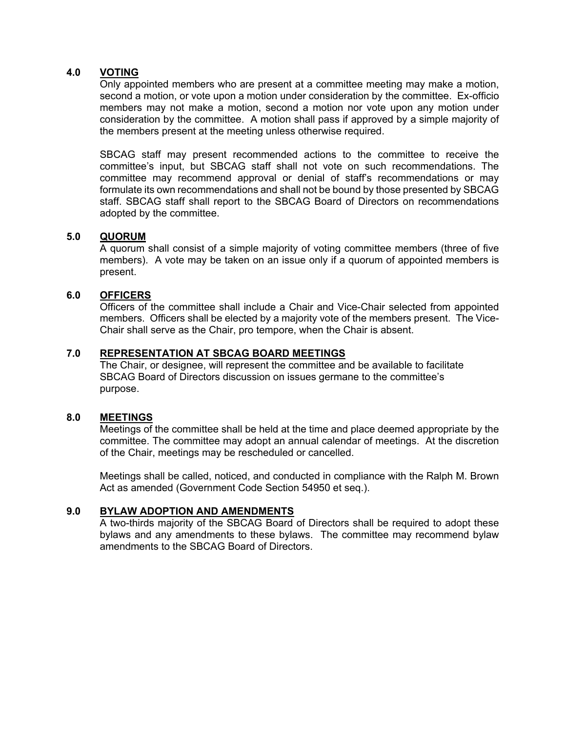## 4.0 VOTING

Only appointed members who are present at a committee meeting may make a motion, second a motion, or vote upon a motion under consideration by the committee. Ex-officio members may not make a motion, second a motion nor vote upon any motion under consideration by the committee. A motion shall pass if approved by a simple majority of the members present at the meeting unless otherwise required.

SBCAG staff may present recommended actions to the committee to receive the committee's input, but SBCAG staff shall not vote on such recommendations. The committee may recommend approval or denial of staff's recommendations or may formulate its own recommendations and shall not be bound by those presented by SBCAG staff. SBCAG staff shall report to the SBCAG Board of Directors on recommendations adopted by the committee.

## 5.0 QUORUM

A quorum shall consist of a simple majority of voting committee members (three of five members). A vote may be taken on an issue only if a quorum of appointed members is present.

## 6.0 OFFICERS

Officers of the committee shall include a Chair and Vice-Chair selected from appointed members. Officers shall be elected by a majority vote of the members present. The Vice-Chair shall serve as the Chair, pro tempore, when the Chair is absent.

## 7.0 REPRESENTATION AT SBCAG BOARD MEETINGS

The Chair, or designee, will represent the committee and be available to facilitate SBCAG Board of Directors discussion on issues germane to the committee's purpose.

## 8.0 MEETINGS

Meetings of the committee shall be held at the time and place deemed appropriate by the committee. The committee may adopt an annual calendar of meetings. At the discretion of the Chair, meetings may be rescheduled or cancelled.

Meetings shall be called, noticed, and conducted in compliance with the Ralph M. Brown Act as amended (Government Code Section 54950 et seq.).

## 9.0 BYLAW ADOPTION AND AMENDMENTS

A two-thirds majority of the SBCAG Board of Directors shall be required to adopt these bylaws and any amendments to these bylaws. The committee may recommend bylaw amendments to the SBCAG Board of Directors.